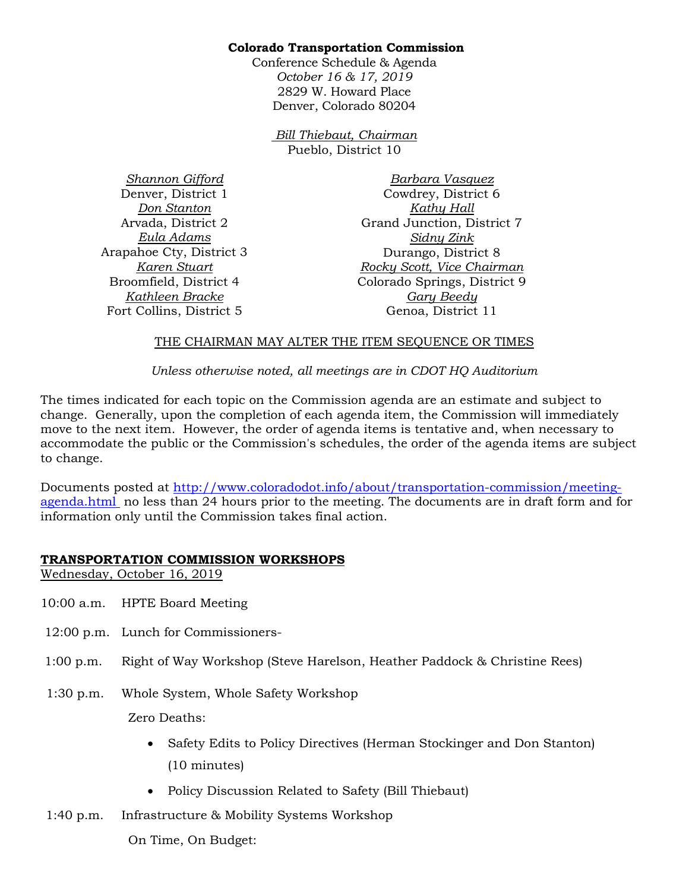**Colorado Transportation Commission**

Conference Schedule & Agenda

*October 16 & 17, 2019*

2829 W. Howard Place

Denver, Colorado 80204

*Bill Thiebaut, Chairman*

Pueblo, District 10

*Shannon Gifford*
Denver, District 1

*Don Stanton*
Arvada, District 2

*Eula Adams*
Arapahoe Cty, District 3

*Karen Stuart*
Broomfield, District 4

*Kathleen Bracke*
Fort Collins, District 5

*Barbara Vasquez*
Cowdrey, District 6

*Kathy Hall*
Grand Junction, District 7

*Sidny Zink*
Durango, District 8

*Rocky Scott, Vice Chairman*
Colorado Springs, District 9

*Gary Beedy*
Genoa, District 11

THE CHAIRMAN MAY ALTER THE ITEM SEQUENCE OR TIMES

*Unless otherwise noted, all meetings are in CDOT HQ Auditorium*

The times indicated for each topic on the Commission agenda are an estimate and subject to change. Generally, upon the completion of each agenda item, the Commission will immediately move to the next item. However, the order of agenda items is tentative and, when necessary to accommodate the public or the Commission's schedules, the order of the agenda items are subject to change.

Documents posted at http://www.coloradodot.info/about/transportation-commission/meeting-agenda.html no less than 24 hours prior to the meeting. The documents are in draft form and for information only until the Commission takes final action.

## TRANSPORTATION COMMISSION WORKSHOPS

Wednesday, October 16, 2019

10:00 a.m. HPTE Board Meeting

12:00 p.m. Lunch for Commissioners-

1:00 p.m. Right of Way Workshop (Steve Harelson, Heather Paddock & Christine Rees)

1:30 p.m. Whole System, Whole Safety Workshop

Zero Deaths:

- Safety Edits to Policy Directives (Herman Stockinger and Don Stanton) (10 minutes)
- Policy Discussion Related to Safety (Bill Thiebaut)

1:40 p.m. Infrastructure & Mobility Systems Workshop

On Time, On Budget: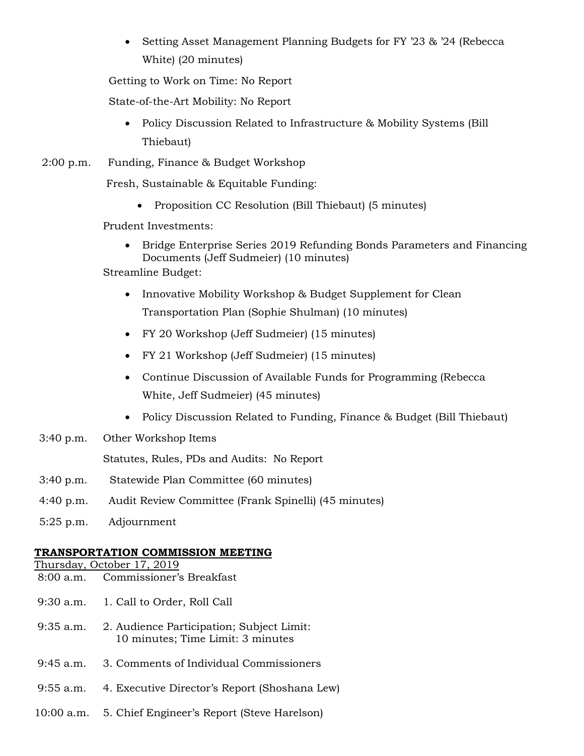- Setting Asset Management Planning Budgets for FY '23 & '24 (Rebecca White) (20 minutes)

Getting to Work on Time: No Report

State-of-the-Art Mobility: No Report

- Policy Discussion Related to Infrastructure & Mobility Systems (Bill Thiebaut)

2:00 p.m. Funding, Finance & Budget Workshop

Fresh, Sustainable & Equitable Funding:

- Proposition CC Resolution (Bill Thiebaut) (5 minutes)

Prudent Investments:

- Bridge Enterprise Series 2019 Refunding Bonds Parameters and Financing Documents (Jeff Sudmeier) (10 minutes)

Streamline Budget:

- Innovative Mobility Workshop & Budget Supplement for Clean Transportation Plan (Sophie Shulman) (10 minutes)
- FY 20 Workshop (Jeff Sudmeier) (15 minutes)
- FY 21 Workshop (Jeff Sudmeier) (15 minutes)
- Continue Discussion of Available Funds for Programming (Rebecca White, Jeff Sudmeier) (45 minutes)
- Policy Discussion Related to Funding, Finance & Budget (Bill Thiebaut)

3:40 p.m. Other Workshop Items

Statutes, Rules, PDs and Audits: No Report

3:40 p.m. Statewide Plan Committee (60 minutes)

4:40 p.m. Audit Review Committee (Frank Spinelli) (45 minutes)

5:25 p.m. Adjournment

**TRANSPORTATION COMMISSION MEETING**

Thursday, October 17, 2019

8:00 a.m. Commissioner's Breakfast

9:30 a.m. 1. Call to Order, Roll Call

9:35 a.m. 2. Audience Participation; Subject Limit: 10 minutes; Time Limit: 3 minutes

9:45 a.m. 3. Comments of Individual Commissioners

9:55 a.m. 4. Executive Director's Report (Shoshana Lew)

10:00 a.m. 5. Chief Engineer's Report (Steve Harelson)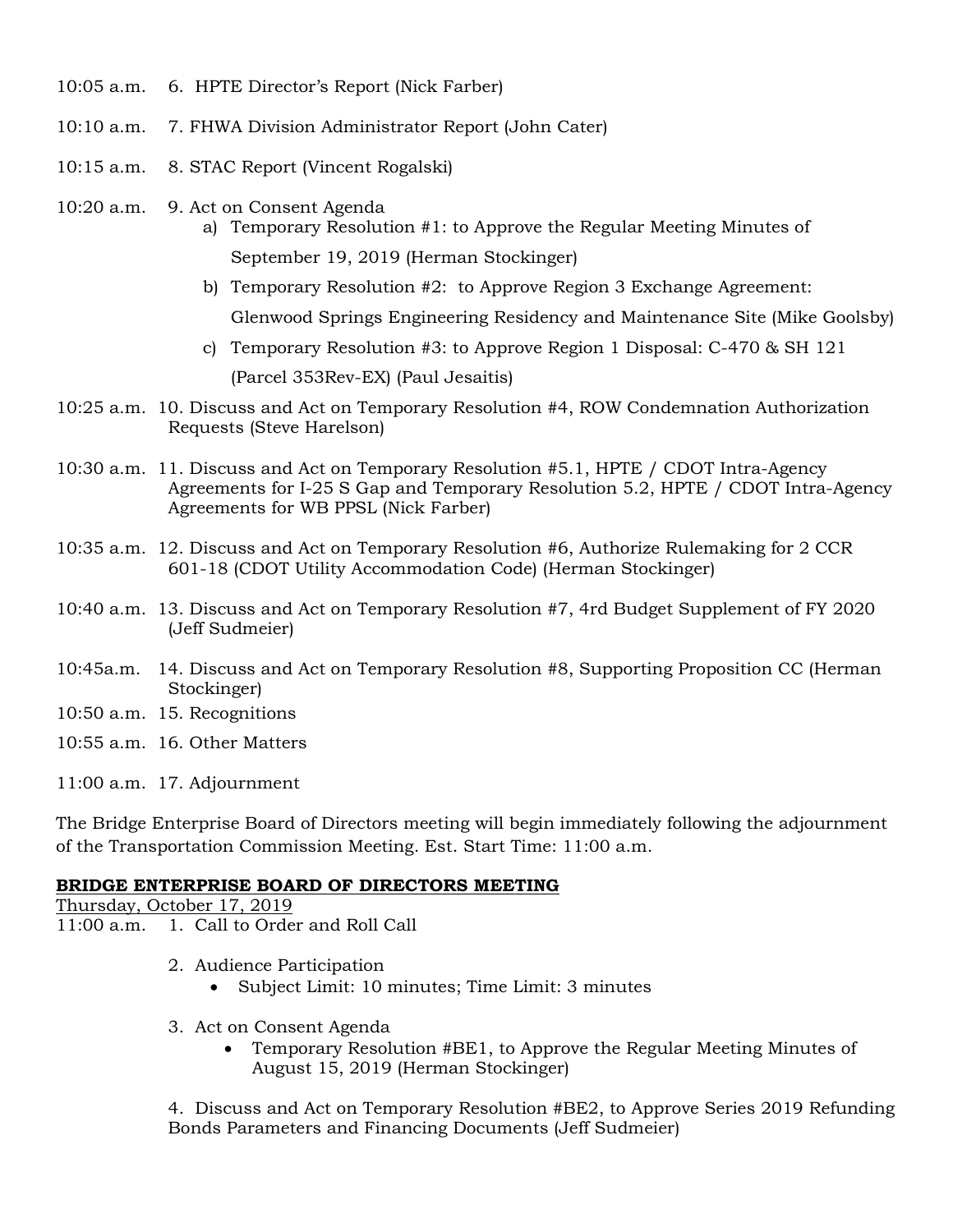10:05 a.m. 6. HPTE Director's Report (Nick Farber)

10:10 a.m. 7. FHWA Division Administrator Report (John Cater)

10:15 a.m. 8. STAC Report (Vincent Rogalski)

10:20 a.m. 9. Act on Consent Agenda

- a) Temporary Resolution #1: to Approve the Regular Meeting Minutes of September 19, 2019 (Herman Stockinger)
- b) Temporary Resolution #2: to Approve Region 3 Exchange Agreement: Glenwood Springs Engineering Residency and Maintenance Site (Mike Goolsby)
- c) Temporary Resolution #3: to Approve Region 1 Disposal: C-470 & SH 121 (Parcel 353Rev-EX) (Paul Jesaitis)

10:25 a.m. 10. Discuss and Act on Temporary Resolution #4, ROW Condemnation Authorization Requests (Steve Harelson)

10:30 a.m. 11. Discuss and Act on Temporary Resolution #5.1, HPTE / CDOT Intra-Agency Agreements for I-25 S Gap and Temporary Resolution 5.2, HPTE / CDOT Intra-Agency Agreements for WB PPSL (Nick Farber)

10:35 a.m. 12. Discuss and Act on Temporary Resolution #6, Authorize Rulemaking for 2 CCR 601-18 (CDOT Utility Accommodation Code) (Herman Stockinger)

10:40 a.m. 13. Discuss and Act on Temporary Resolution #7, 4rd Budget Supplement of FY 2020 (Jeff Sudmeier)

10:45a.m. 14. Discuss and Act on Temporary Resolution #8, Supporting Proposition CC (Herman Stockinger)

10:50 a.m. 15. Recognitions

10:55 a.m. 16. Other Matters

11:00 a.m. 17. Adjournment

The Bridge Enterprise Board of Directors meeting will begin immediately following the adjournment of the Transportation Commission Meeting. Est. Start Time: 11:00 a.m.

**BRIDGE ENTERPRISE BOARD OF DIRECTORS MEETING**

Thursday, October 17, 2019

11:00 a.m. 1. Call to Order and Roll Call

2. Audience Participation
   - Subject Limit: 10 minutes; Time Limit: 3 minutes

3. Act on Consent Agenda
   - Temporary Resolution #BE1, to Approve the Regular Meeting Minutes of August 15, 2019 (Herman Stockinger)

4. Discuss and Act on Temporary Resolution #BE2, to Approve Series 2019 Refunding Bonds Parameters and Financing Documents (Jeff Sudmeier)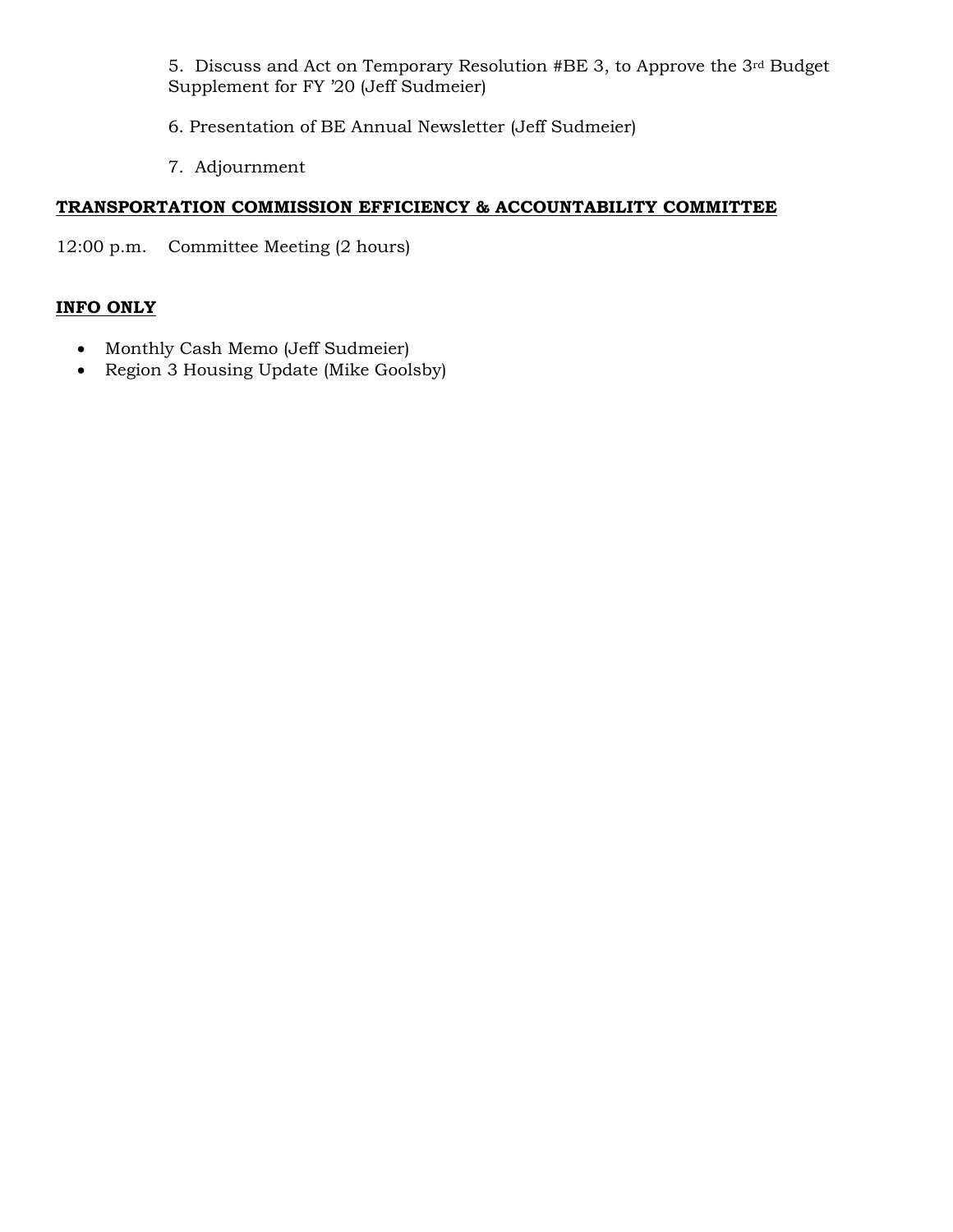5. Discuss and Act on Temporary Resolution #BE 3, to Approve the 3rd Budget Supplement for FY ’20 (Jeff Sudmeier)

6. Presentation of BE Annual Newsletter (Jeff Sudmeier)

7. Adjournment

**TRANSPORTATION COMMISSION EFFICIENCY & ACCOUNTABILITY COMMITTEE**

12:00 p.m. Committee Meeting (2 hours)

**INFO ONLY**

- Monthly Cash Memo (Jeff Sudmeier)
- Region 3 Housing Update (Mike Goolsby)